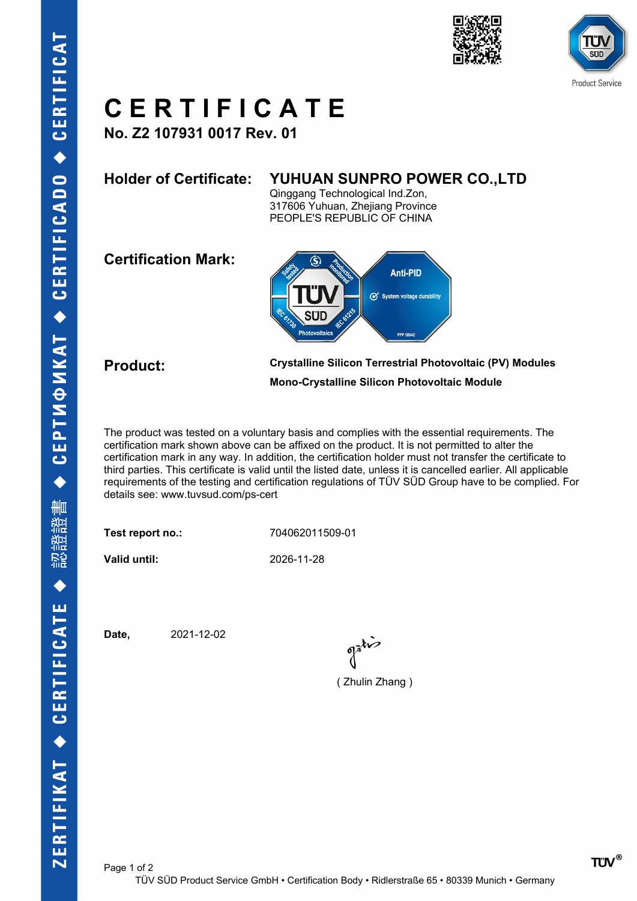# CERTIFICATE

**No. Z2 107931 0017 Rev. 01**

**Holder of Certificate:** **YUHUAN SUNPRO POWER CO.,LTD**
Qinggang Technological Ind.Zon,
317606 Yuhuan, Zhejiang Province
PEOPLE'S REPUBLIC OF CHINA

**Certification Mark:**

**Product:** **Crystalline Silicon Terrestrial Photovoltaic (PV) Modules**
**Mono-Crystalline Silicon Photovoltaic Module**

The product was tested on a voluntary basis and complies with the essential requirements. The certification mark shown above can be affixed on the product. It is not permitted to alter the certification mark in any way. In addition, the certification holder must not transfer the certificate to third parties. This certificate is valid until the listed date, unless it is cancelled earlier. All applicable requirements of the testing and certification regulations of TÜV SÜD Group have to be complied. For details see: www.tuvsud.com/ps-cert

**Test report no.:** 704062011509-01

**Valid until:** 2026-11-28

**Date,** 2021-12-02

( Zhulin Zhang )

TÜV SÜD Product Service GmbH • Certification Body • Ridlerstraße 65 • 80339 Munich • Germany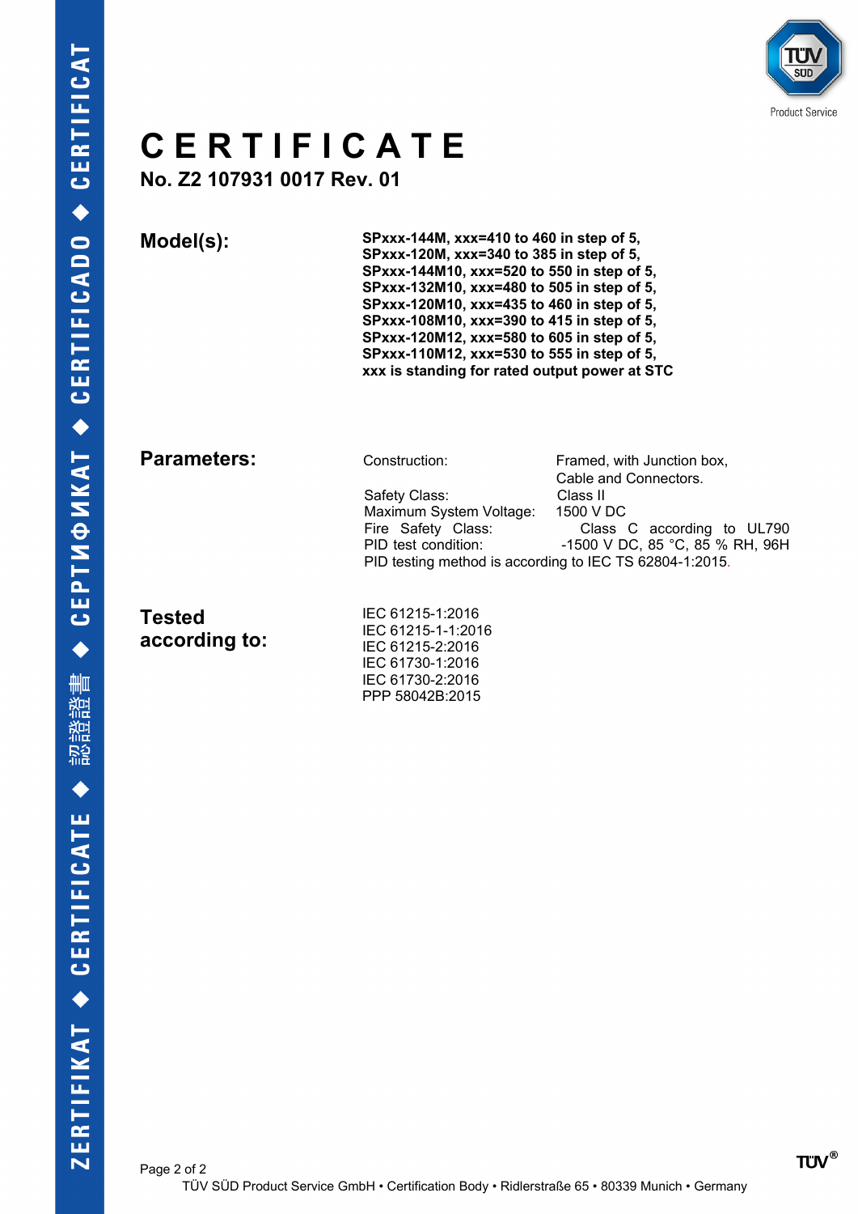# CERTIFICATE

**No. Z2 107931 0017 Rev. 01**

**Model(s):**

**SPxxx-144M, xxx=410 to 460 in step of 5,**
**SPxxx-120M, xxx=340 to 385 in step of 5,**
**SPxxx-144M10, xxx=520 to 550 in step of 5,**
**SPxxx-132M10, xxx=480 to 505 in step of 5,**
**SPxxx-120M10, xxx=435 to 460 in step of 5,**
**SPxxx-108M10, xxx=390 to 415 in step of 5,**
**SPxxx-120M12, xxx=580 to 605 in step of 5,**
**SPxxx-110M12, xxx=530 to 555 in step of 5,**
**xxx is standing for rated output power at STC**

**Parameters:**

| | |
|---|---|
| Construction: | Framed, with Junction box, Cable and Connectors. |
| Safety Class: | Class II |
| Maximum System Voltage: | 1500 V DC |
| Fire Safety Class: | Class C according to UL790 |
| PID test condition: | -1500 V DC, 85 °C, 85 % RH, 96H |

PID testing method is according to IEC TS 62804-1:2015.

**Tested according to:**

IEC 61215-1:2016
IEC 61215-1-1:2016
IEC 61215-2:2016
IEC 61730-1:2016
IEC 61730-2:2016
PPP 58042B:2015

TÜV SÜD Product Service GmbH • Certification Body • Ridlerstraße 65 • 80339 Munich • Germany